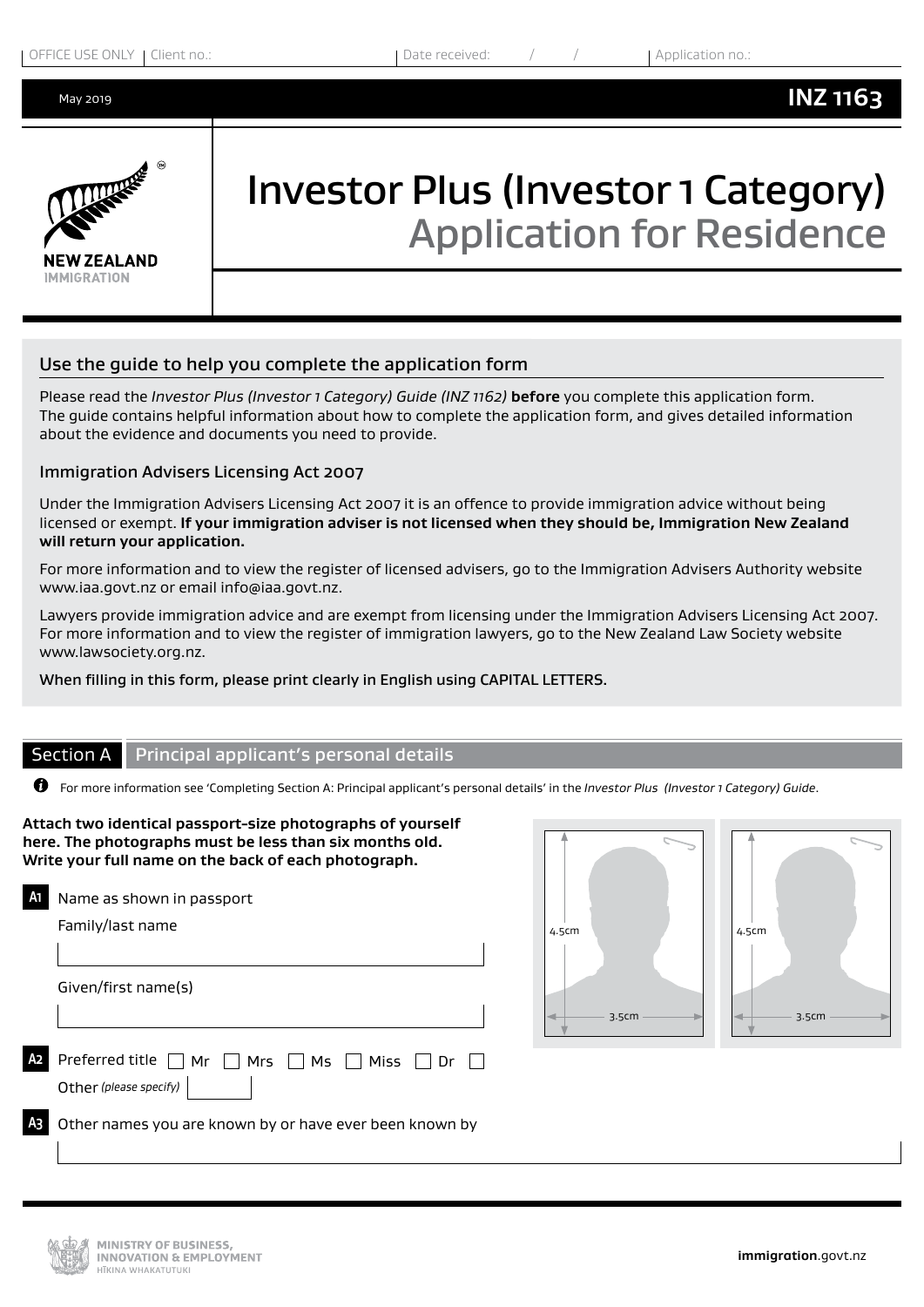OFFICE USE ONLY | Client no.: | Date received: / / | Application no.:

May 2019 **INZ 1163**

NEW ZEALAND IMMIGRATION

# Investor Plus (Investor 1 Category)
## Application for Residence

### Use the guide to help you complete the application form

Please read the *Investor Plus (Investor 1 Category) Guide (INZ 1162)* **before** you complete this application form. The guide contains helpful information about how to complete the application form, and gives detailed information about the evidence and documents you need to provide.

### Immigration Advisers Licensing Act 2007

Under the Immigration Advisers Licensing Act 2007 it is an offence to provide immigration advice without being licensed or exempt. **If your immigration adviser is not licensed when they should be, Immigration New Zealand will return your application.**

For more information and to view the register of licensed advisers, go to the Immigration Advisers Authority website www.iaa.govt.nz or email info@iaa.govt.nz.

Lawyers provide immigration advice and are exempt from licensing under the Immigration Advisers Licensing Act 2007. For more information and to view the register of immigration lawyers, go to the New Zealand Law Society website www.lawsociety.org.nz.

**When filling in this form, please print clearly in English using CAPITAL LETTERS.**

## Section A Principal applicant's personal details

For more information see 'Completing Section A: Principal applicant's personal details' in the *Investor Plus (Investor 1 Category) Guide*.

**Attach two identical passport-size photographs of yourself here. The photographs must be less than six months old. Write your full name on the back of each photograph.**

4.5cm × 3.5cm | 4.5cm × 3.5cm

**A1** Name as shown in passport

Family/last name

_______________

Given/first name(s)

_______________

**A2** Preferred title ☐ Mr ☐ Mrs ☐ Ms ☐ Miss ☐ Dr ☐ Other *(please specify)* ______

**A3** Other names you are known by or have ever been known by

_______________

MINISTRY OF BUSINESS, INNOVATION & EMPLOYMENT
HĪKINA WHAKATUTUKI

**immigration**.govt.nz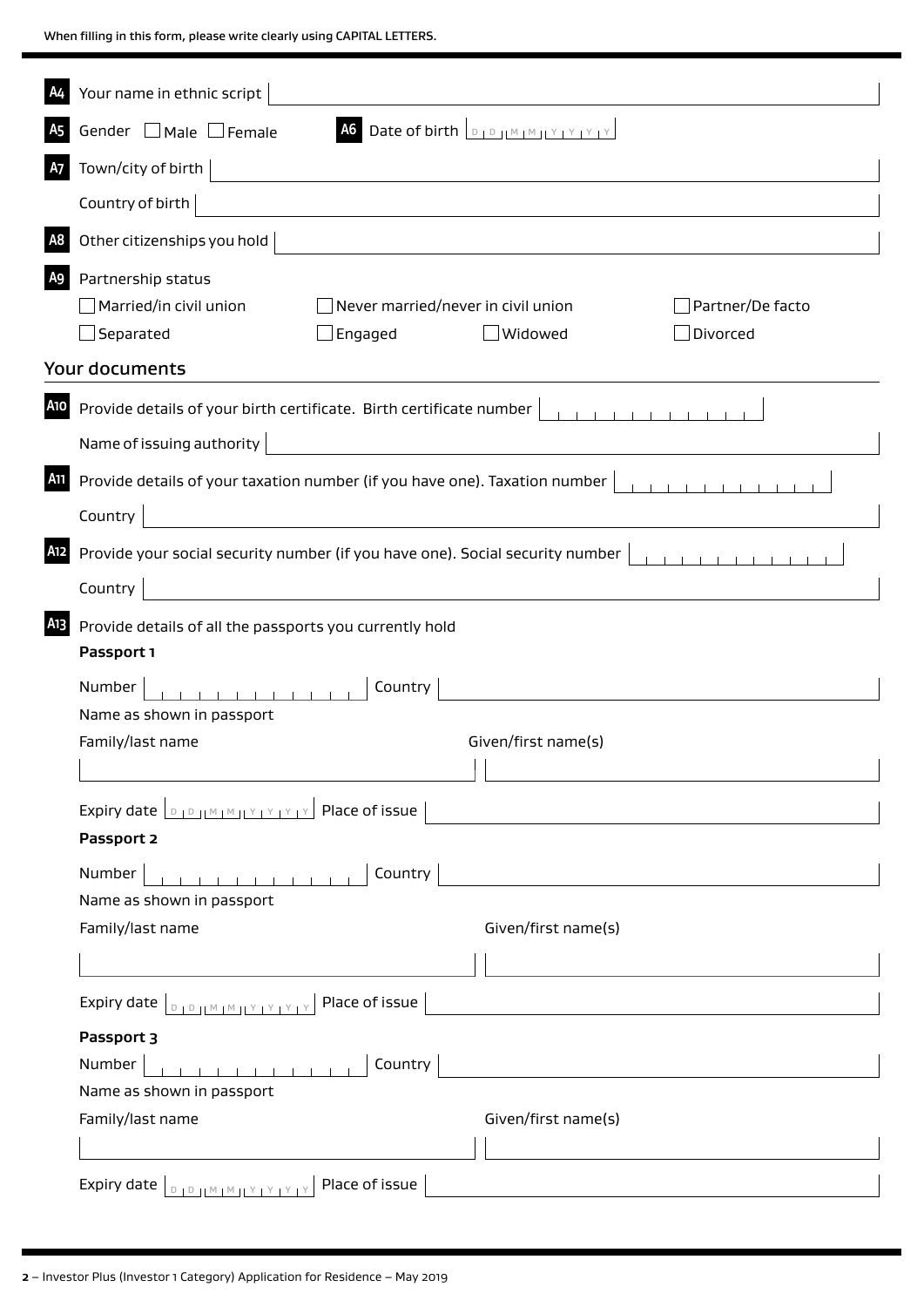When filling in this form, please write clearly using CAPITAL LETTERS.

**A4** Your name in ethnic script

**A5** Gender ☐ Male ☐ Female

**A6** Date of birth D D M M Y Y Y Y

**A7** Town/city of birth

Country of birth

**A8** Other citizenships you hold

**A9** Partnership status

☐ Married/in civil union ☐ Never married/never in civil union ☐ Partner/De facto

☐ Separated ☐ Engaged ☐ Widowed ☐ Divorced

## Your documents

**A10** Provide details of your birth certificate. Birth certificate number

Name of issuing authority

**A11** Provide details of your taxation number (if you have one). Taxation number

Country

**A12** Provide your social security number (if you have one). Social security number

Country

**A13** Provide details of all the passports you currently hold

**Passport 1**

Number Country

Name as shown in passport

Family/last name Given/first name(s)

Expiry date D D M M Y Y Y Y Place of issue

**Passport 2**

Number Country

Name as shown in passport

Family/last name Given/first name(s)

Expiry date D D M M Y Y Y Y Place of issue

**Passport 3**

Number Country

Name as shown in passport

Family/last name Given/first name(s)

Expiry date D D M M Y Y Y Y Place of issue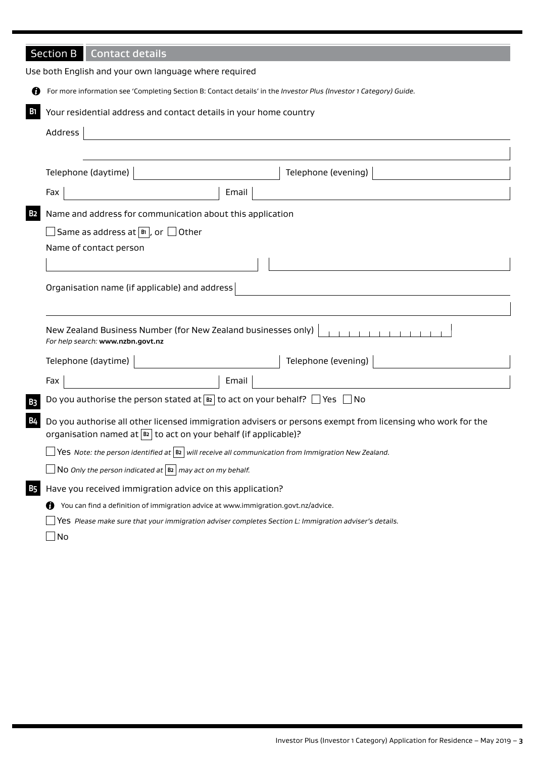## Section B Contact details

Use both English and your own language where required

For more information see 'Completing Section B: Contact details' in the *Investor Plus (Investor 1 Category) Guide.*

**B1** Your residential address and contact details in your home country

Address

Telephone (daytime) Telephone (evening)

Fax Email

**B2** Name and address for communication about this application

☐ Same as address at **B1**, or ☐ Other

Name of contact person

Organisation name (if applicable) and address

New Zealand Business Number (for New Zealand businesses only)
*For help search:* **www.nzbn.govt.nz**

Telephone (daytime) Telephone (evening)

Fax Email

**B3** Do you authorise the person stated at **B2** to act on your behalf? ☐ Yes ☐ No

**B4** Do you authorise all other licensed immigration advisers or persons exempt from licensing who work for the organisation named at **B2** to act on your behalf (if applicable)?

☐ Yes *Note: the person identified at* **B2** *will receive all communication from Immigration New Zealand.*

☐ No *Only the person indicated at* **B2** *may act on my behalf.*

**B5** Have you received immigration advice on this application?

You can find a definition of immigration advice at www.immigration.govt.nz/advice.

☐ Yes *Please make sure that your immigration adviser completes Section L: Immigration adviser's details.*

☐ No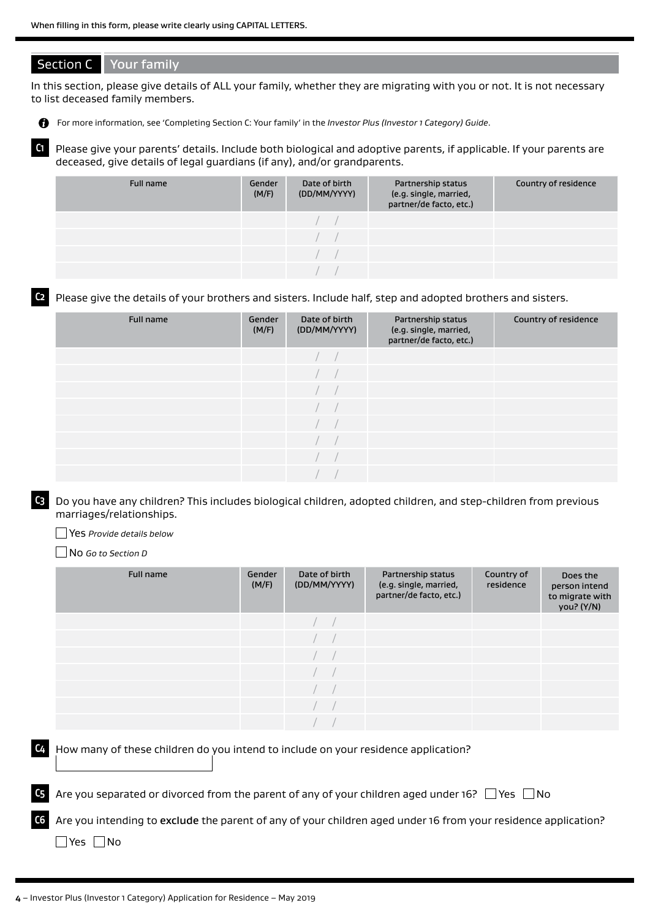When filling in this form, please write clearly using CAPITAL LETTERS.

## Section C Your family

In this section, please give details of ALL your family, whether they are migrating with you or not. It is not necessary to list deceased family members.

For more information, see 'Completing Section C: Your family' in the *Investor Plus (Investor 1 Category) Guide*.

**C1** Please give your parents' details. Include both biological and adoptive parents, if applicable. If your parents are deceased, give details of legal guardians (if any), and/or grandparents.

| Full name | Gender (M/F) | Date of birth (DD/MM/YYYY) | Partnership status (e.g. single, married, partner/de facto, etc.) | Country of residence |
|---|---|---|---|---|
| | | / / | | |
| | | / / | | |
| | | / / | | |
| | | / / | | |

**C2** Please give the details of your brothers and sisters. Include half, step and adopted brothers and sisters.

| Full name | Gender (M/F) | Date of birth (DD/MM/YYYY) | Partnership status (e.g. single, married, partner/de facto, etc.) | Country of residence |
|---|---|---|---|---|
| | | / / | | |
| | | / / | | |
| | | / / | | |
| | | / / | | |
| | | / / | | |
| | | / / | | |
| | | / / | | |
| | | / / | | |

**C3** Do you have any children? This includes biological children, adopted children, and step-children from previous marriages/relationships.

☐ Yes *Provide details below*

☐ No *Go to Section D*

| Full name | Gender (M/F) | Date of birth (DD/MM/YYYY) | Partnership status (e.g. single, married, partner/de facto, etc.) | Country of residence | Does the person intend to migrate with you? (Y/N) |
|---|---|---|---|---|---|
| | | / / | | | |
| | | / / | | | |
| | | / / | | | |
| | | / / | | | |
| | | / / | | | |
| | | / / | | | |
| | | / / | | | |

**C4** How many of these children do you intend to include on your residence application?

**C5** Are you separated or divorced from the parent of any of your children aged under 16? ☐ Yes ☐ No

**C6** Are you intending to **exclude** the parent of any of your children aged under 16 from your residence application?

☐ Yes ☐ No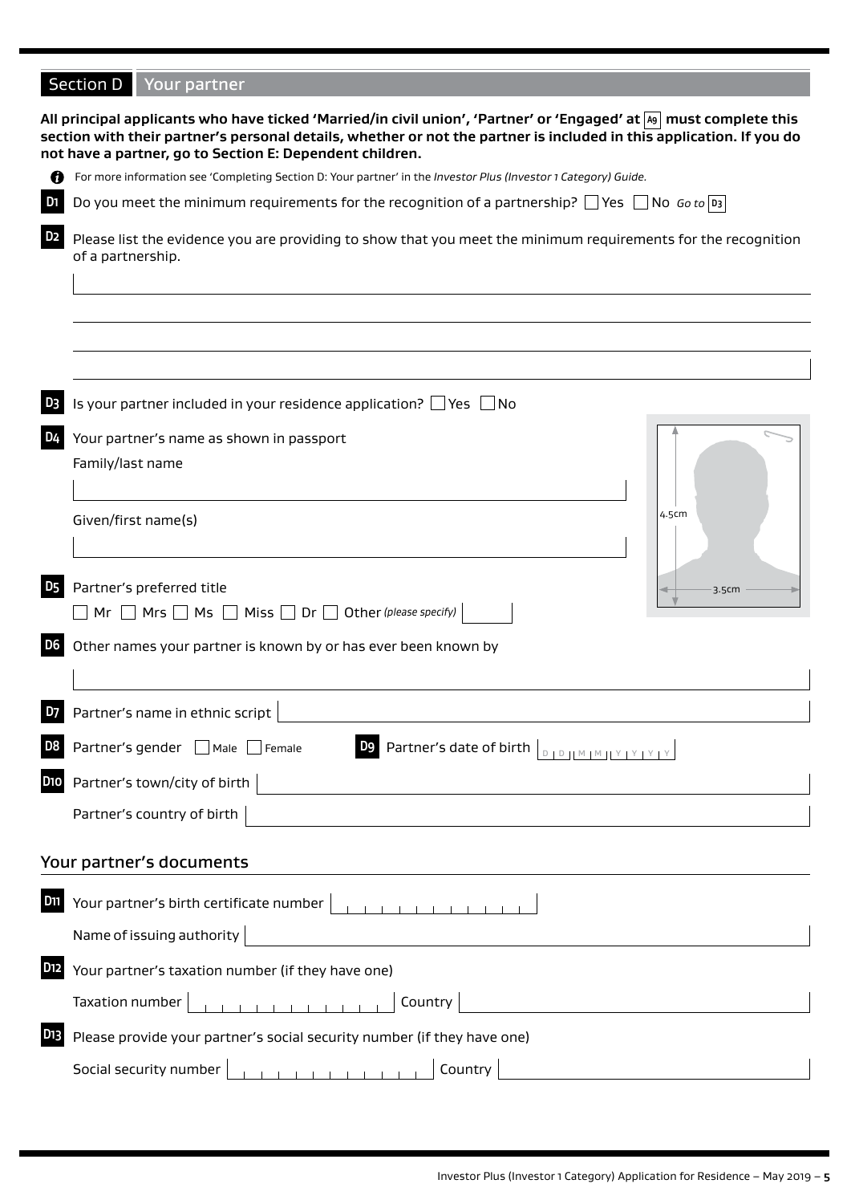## Section D Your partner

**All principal applicants who have ticked 'Married/in civil union', 'Partner' or 'Engaged' at A9 must complete this section with their partner's personal details, whether or not the partner is included in this application. If you do not have a partner, go to Section E: Dependent children.**

For more information see 'Completing Section D: Your partner' in the *Investor Plus (Investor 1 Category) Guide.*

**D1** Do you meet the minimum requirements for the recognition of a partnership? ☐ Yes ☐ No *Go to* D3

**D2** Please list the evidence you are providing to show that you meet the minimum requirements for the recognition of a partnership.

**D3** Is your partner included in your residence application? ☐ Yes ☐ No

**D4** Your partner's name as shown in passport

Family/last name

Given/first name(s)

4.5cm

3.5cm

**D5** Partner's preferred title

☐ Mr ☐ Mrs ☐ Ms ☐ Miss ☐ Dr ☐ Other *(please specify)*

**D6** Other names your partner is known by or has ever been known by

**D7** Partner's name in ethnic script

**D8** Partner's gender ☐ Male ☐ Female

**D9** Partner's date of birth D D M M Y Y Y Y

**D10** Partner's town/city of birth

Partner's country of birth

### Your partner's documents

**D11** Your partner's birth certificate number

Name of issuing authority

**D12** Your partner's taxation number (if they have one)

Taxation number Country

**D13** Please provide your partner's social security number (if they have one)

Social security number Country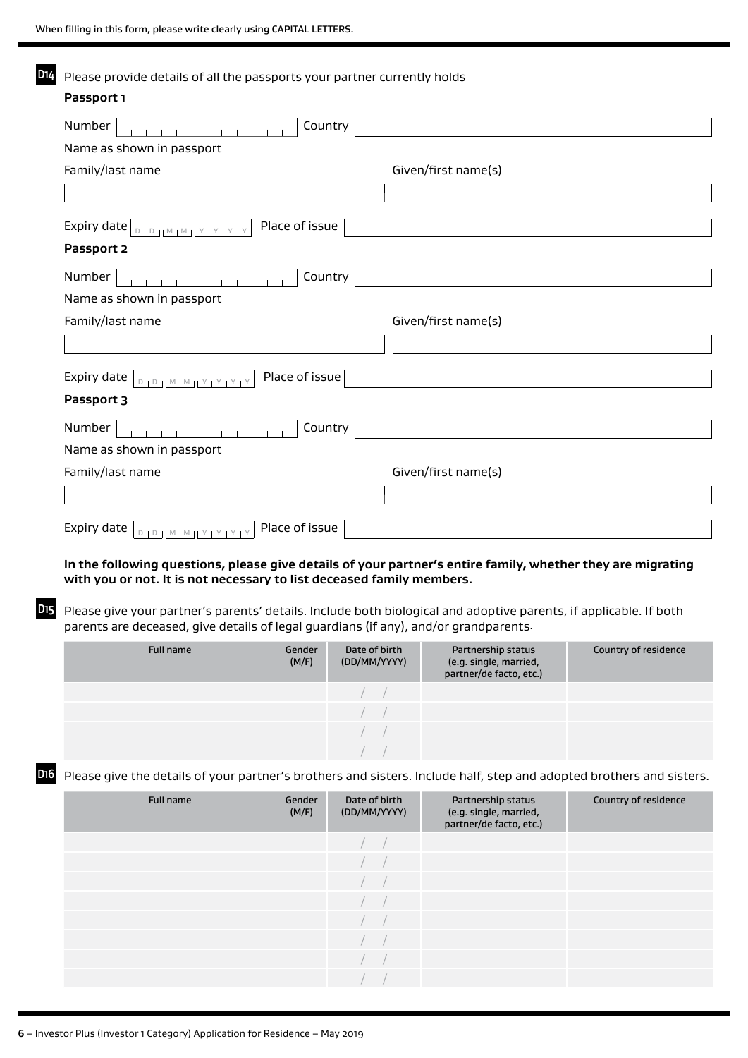When filling in this form, please write clearly using CAPITAL LETTERS.

**D14** Please provide details of all the passports your partner currently holds

**Passport 1**

Number | Country

Name as shown in passport

Family/last name | Given/first name(s)

Expiry date D D M M Y Y Y Y | Place of issue

**Passport 2**

Number | Country

Name as shown in passport

Family/last name | Given/first name(s)

Expiry date D D M M Y Y Y Y | Place of issue

**Passport 3**

Number | Country

Name as shown in passport

Family/last name | Given/first name(s)

Expiry date D D M M Y Y Y Y | Place of issue

**In the following questions, please give details of your partner's entire family, whether they are migrating with you or not. It is not necessary to list deceased family members.**

**D15** Please give your partner's parents' details. Include both biological and adoptive parents, if applicable. If both parents are deceased, give details of legal guardians (if any), and/or grandparents.

| Full name | Gender (M/F) | Date of birth (DD/MM/YYYY) | Partnership status (e.g. single, married, partner/de facto, etc.) | Country of residence |
|---|---|---|---|---|
| | | / / | | |
| | | / / | | |
| | | / / | | |
| | | / / | | |

**D16** Please give the details of your partner's brothers and sisters. Include half, step and adopted brothers and sisters.

| Full name | Gender (M/F) | Date of birth (DD/MM/YYYY) | Partnership status (e.g. single, married, partner/de facto, etc.) | Country of residence |
|---|---|---|---|---|
| | | / / | | |
| | | / / | | |
| | | / / | | |
| | | / / | | |
| | | / / | | |
| | | / / | | |
| | | / / | | |
| | | / / | | |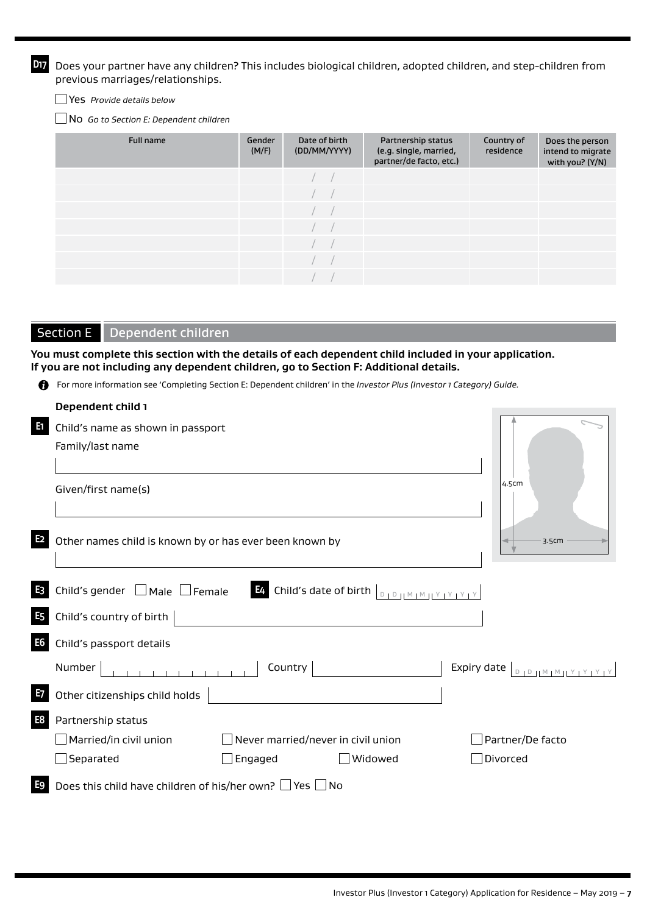**D17** Does your partner have any children? This includes biological children, adopted children, and step-children from previous marriages/relationships.

☐ Yes *Provide details below*

☐ No *Go to Section E: Dependent children*

| Full name | Gender (M/F) | Date of birth (DD/MM/YYYY) | Partnership status (e.g. single, married, partner/de facto, etc.) | Country of residence | Does the person intend to migrate with you? (Y/N) |
|---|---|---|---|---|---|
| | | / / | | | |
| | | / / | | | |
| | | / / | | | |
| | | / / | | | |
| | | / / | | | |
| | | / / | | | |
| | | / / | | | |

## Section E Dependent children

**You must complete this section with the details of each dependent child included in your application. If you are not including any dependent children, go to Section F: Additional details.**

For more information see 'Completing Section E: Dependent children' in the *Investor Plus (Investor 1 Category) Guide.*

### Dependent child 1

**E1** Child's name as shown in passport

Family/last name

Given/first name(s)

4.5cm

3.5cm

**E2** Other names child is known by or has ever been known by

**E3** Child's gender ☐ Male ☐ Female

**E4** Child's date of birth D D M M Y Y Y Y

**E5** Child's country of birth

**E6** Child's passport details

Number Country Expiry date D D M M Y Y Y Y

**E7** Other citizenships child holds

**E8** Partnership status

☐ Married/in civil union ☐ Never married/never in civil union ☐ Partner/De facto

☐ Separated ☐ Engaged ☐ Widowed ☐ Divorced

**E9** Does this child have children of his/her own? ☐ Yes ☐ No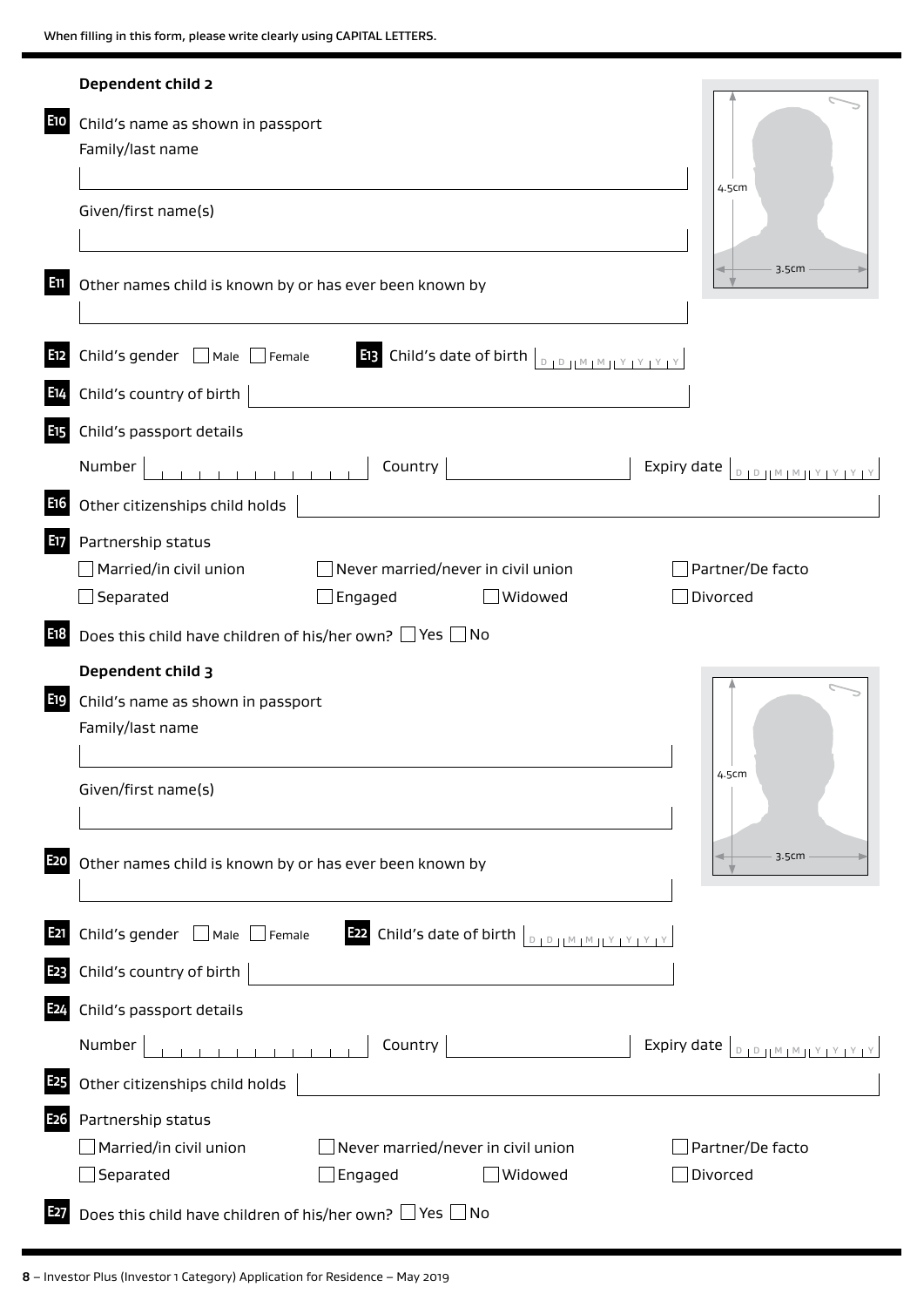When filling in this form, please write clearly using CAPITAL LETTERS.

### Dependent child 2

**E10** Child's name as shown in passport

Family/last name

Given/first name(s)

4.5cm

3.5cm

**E11** Other names child is known by or has ever been known by

**E12** Child's gender ☐ Male ☐ Female

**E13** Child's date of birth D D M M Y Y Y Y

**E14** Child's country of birth

**E15** Child's passport details

Number | Country | Expiry date D D M M Y Y Y Y

**E16** Other citizenships child holds

**E17** Partnership status

☐ Married/in civil union ☐ Never married/never in civil union ☐ Partner/De facto

☐ Separated ☐ Engaged ☐ Widowed ☐ Divorced

**E18** Does this child have children of his/her own? ☐ Yes ☐ No

### Dependent child 3

**E19** Child's name as shown in passport

Family/last name

Given/first name(s)

4.5cm

3.5cm

**E20** Other names child is known by or has ever been known by

**E21** Child's gender ☐ Male ☐ Female

**E22** Child's date of birth D D M M Y Y Y Y

**E23** Child's country of birth

**E24** Child's passport details

Number | Country | Expiry date D D M M Y Y Y Y

**E25** Other citizenships child holds

**E26** Partnership status

☐ Married/in civil union ☐ Never married/never in civil union ☐ Partner/De facto

☐ Separated ☐ Engaged ☐ Widowed ☐ Divorced

**E27** Does this child have children of his/her own? ☐ Yes ☐ No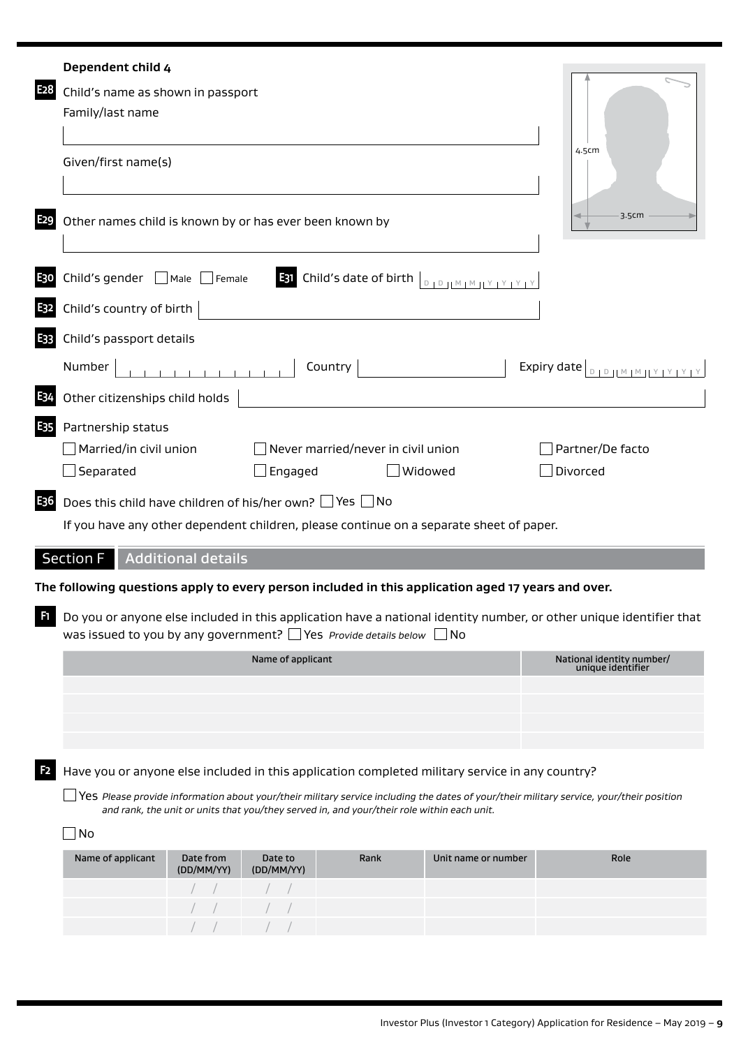**Dependent child 4**

**E28** Child's name as shown in passport

Family/last name

Given/first name(s)

4.5cm

3.5cm

**E29** Other names child is known by or has ever been known by

**E30** Child's gender ☐ Male ☐ Female

**E31** Child's date of birth D D M M Y Y Y Y

**E32** Child's country of birth

**E33** Child's passport details

Number | Country | Expiry date D D M M Y Y Y Y

**E34** Other citizenships child holds

**E35** Partnership status

☐ Married/in civil union ☐ Never married/never in civil union ☐ Partner/De facto

☐ Separated ☐ Engaged ☐ Widowed ☐ Divorced

**E36** Does this child have children of his/her own? ☐ Yes ☐ No

If you have any other dependent children, please continue on a separate sheet of paper.

## Section F Additional details

**The following questions apply to every person included in this application aged 17 years and over.**

**F1** Do you or anyone else included in this application have a national identity number, or other unique identifier that was issued to you by any government? ☐ Yes *Provide details below* ☐ No

| Name of applicant | National identity number/ unique identifier |
|---|---|
| | |
| | |
| | |
| | |

**F2** Have you or anyone else included in this application completed military service in any country?

☐ Yes *Please provide information about your/their military service including the dates of your/their military service, your/their position and rank, the unit or units that you/they served in, and your/their role within each unit.*

☐ No

| Name of applicant | Date from (DD/MM/YY) | Date to (DD/MM/YY) | Rank | Unit name or number | Role |
|---|---|---|---|---|---|
| | / / | / / | | | |
| | / / | / / | | | |
| | / / | / / | | | |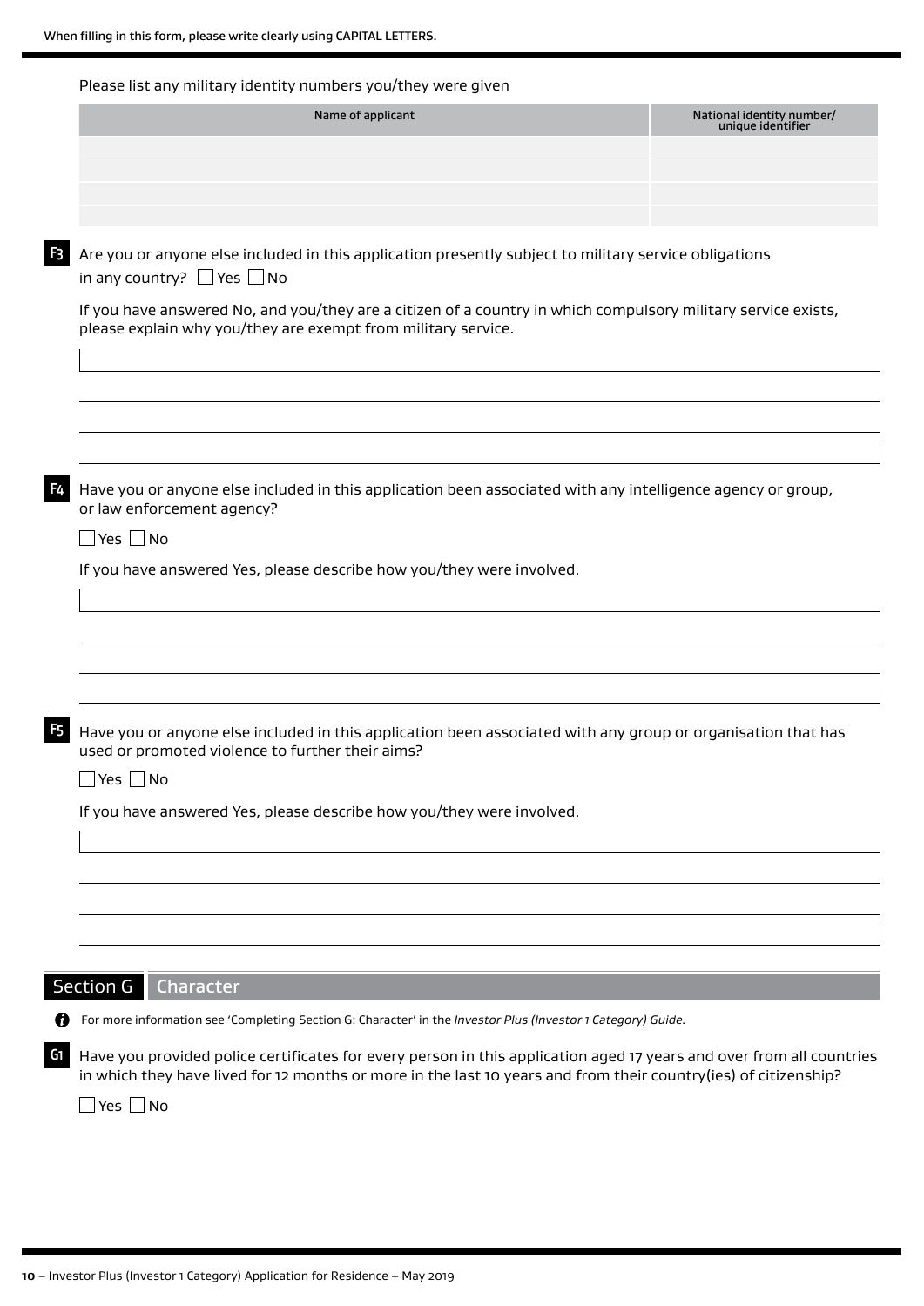When filling in this form, please write clearly using CAPITAL LETTERS.

Please list any military identity numbers you/they were given

| Name of applicant | National identity number/ unique identifier |
| --- | --- |
| | |
| | |
| | |
| | |

**F3** Are you or anyone else included in this application presently subject to military service obligations in any country? ☐ Yes ☐ No

If you have answered No, and you/they are a citizen of a country in which compulsory military service exists, please explain why you/they are exempt from military service.

**F4** Have you or anyone else included in this application been associated with any intelligence agency or group, or law enforcement agency?

☐ Yes ☐ No

If you have answered Yes, please describe how you/they were involved.

**F5** Have you or anyone else included in this application been associated with any group or organisation that has used or promoted violence to further their aims?

☐ Yes ☐ No

If you have answered Yes, please describe how you/they were involved.

## Section G Character

For more information see 'Completing Section G: Character' in the *Investor Plus (Investor 1 Category) Guide*.

**G1** Have you provided police certificates for every person in this application aged 17 years and over from all countries in which they have lived for 12 months or more in the last 10 years and from their country(ies) of citizenship?

☐ Yes ☐ No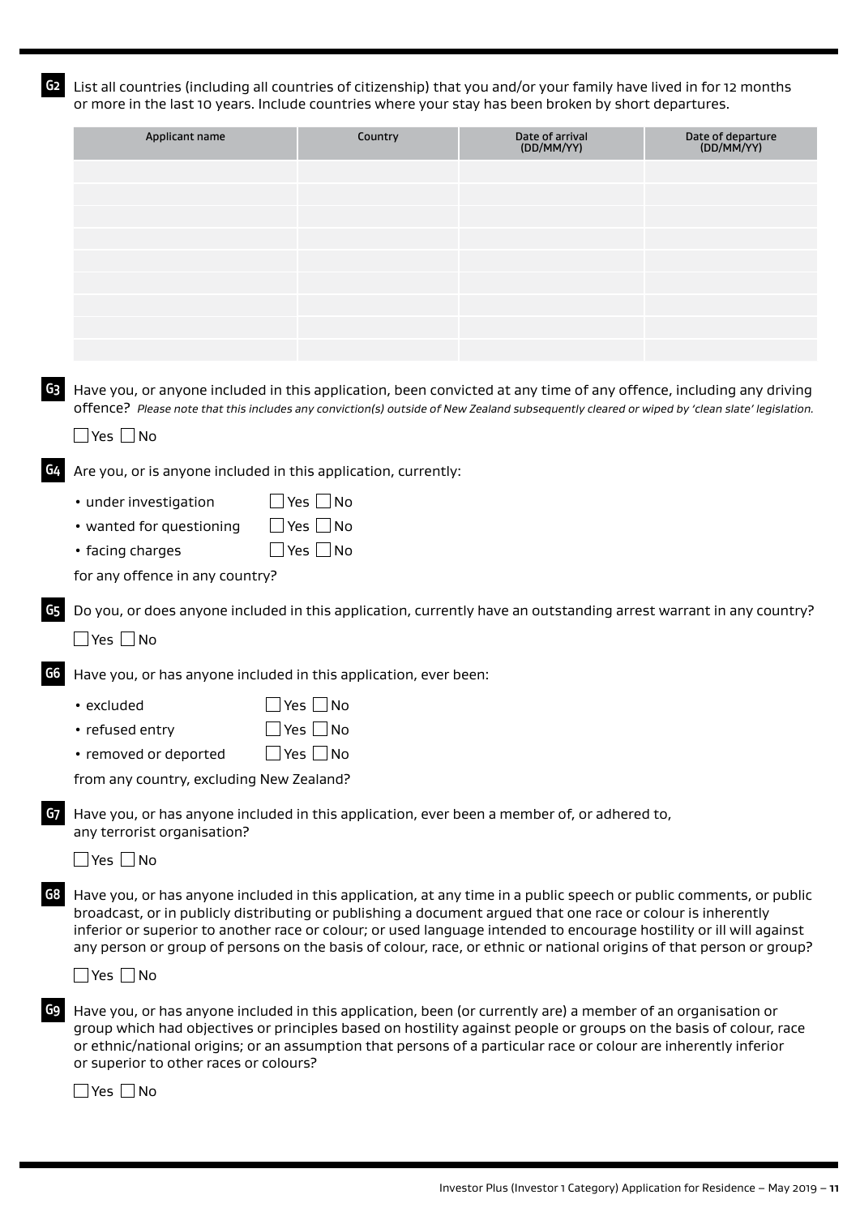**G2** List all countries (including all countries of citizenship) that you and/or your family have lived in for 12 months or more in the last 10 years. Include countries where your stay has been broken by short departures.

| Applicant name | Country | Date of arrival (DD/MM/YY) | Date of departure (DD/MM/YY) |
|---|---|---|---|
| | | | |
| | | | |
| | | | |
| | | | |
| | | | |
| | | | |
| | | | |
| | | | |
| | | | |

**G3** Have you, or anyone included in this application, been convicted at any time of any offence, including any driving offence? *Please note that this includes any conviction(s) outside of New Zealand subsequently cleared or wiped by 'clean slate' legislation.*

☐ Yes ☐ No

**G4** Are you, or is anyone included in this application, currently:

- under investigation ☐ Yes ☐ No
- wanted for questioning ☐ Yes ☐ No
- facing charges ☐ Yes ☐ No

for any offence in any country?

**G5** Do you, or does anyone included in this application, currently have an outstanding arrest warrant in any country?

☐ Yes ☐ No

**G6** Have you, or has anyone included in this application, ever been:

- excluded ☐ Yes ☐ No
- refused entry ☐ Yes ☐ No
- removed or deported ☐ Yes ☐ No

from any country, excluding New Zealand?

**G7** Have you, or has anyone included in this application, ever been a member of, or adhered to, any terrorist organisation?

☐ Yes ☐ No

**G8** Have you, or has anyone included in this application, at any time in a public speech or public comments, or public broadcast, or in publicly distributing or publishing a document argued that one race or colour is inherently inferior or superior to another race or colour; or used language intended to encourage hostility or ill will against any person or group of persons on the basis of colour, race, or ethnic or national origins of that person or group?

☐ Yes ☐ No

**G9** Have you, or has anyone included in this application, been (or currently are) a member of an organisation or group which had objectives or principles based on hostility against people or groups on the basis of colour, race or ethnic/national origins; or an assumption that persons of a particular race or colour are inherently inferior or superior to other races or colours?

☐ Yes ☐ No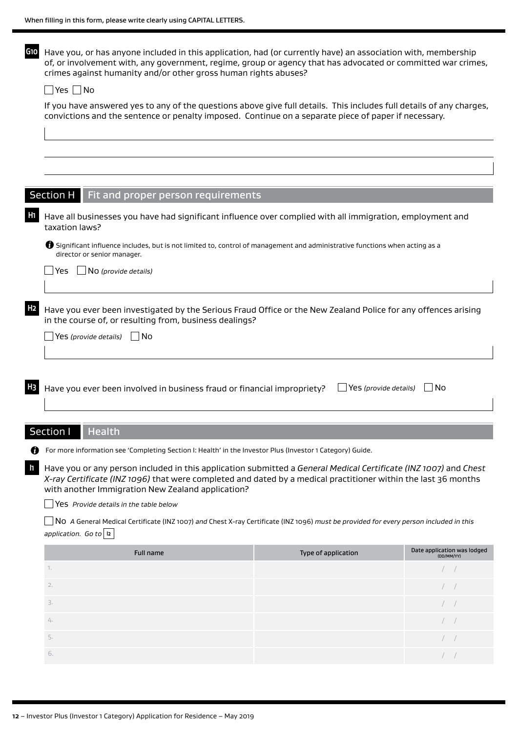When filling in this form, please write clearly using CAPITAL LETTERS.

**G10** Have you, or has anyone included in this application, had (or currently have) an association with, membership of, or involvement with, any government, regime, group or agency that has advocated or committed war crimes, crimes against humanity and/or other gross human rights abuses?

☐ Yes ☐ No

If you have answered yes to any of the questions above give full details. This includes full details of any charges, convictions and the sentence or penalty imposed. Continue on a separate piece of paper if necessary.

## Section H Fit and proper person requirements

**H1** Have all businesses you have had significant influence over complied with all immigration, employment and taxation laws?

Significant influence includes, but is not limited to, control of management and administrative functions when acting as a director or senior manager.

☐ Yes ☐ No *(provide details)*

**H2** Have you ever been investigated by the Serious Fraud Office or the New Zealand Police for any offences arising in the course of, or resulting from, business dealings?

☐ Yes *(provide details)* ☐ No

**H3** Have you ever been involved in business fraud or financial impropriety? ☐ Yes *(provide details)* ☐ No

## Section I Health

For more information see 'Completing Section I: Health' in the Investor Plus (Investor 1 Category) Guide.

**I1** Have you or any person included in this application submitted a *General Medical Certificate (INZ 1007)* and *Chest X-ray Certificate (INZ 1096)* that were completed and dated by a medical practitioner within the last 36 months with another Immigration New Zealand application?

☐ Yes *Provide details in the table below*

☐ No *A* General Medical Certificate (INZ 1007) *and* Chest X-ray Certificate (INZ 1096) *must be provided for every person included in this application. Go to* **I2**

| Full name | Type of application | Date application was lodged (DD/MM/YY) |
|---|---|---|
| 1. | | / / |
| 2. | | / / |
| 3. | | / / |
| 4. | | / / |
| 5. | | / / |
| 6. | | / / |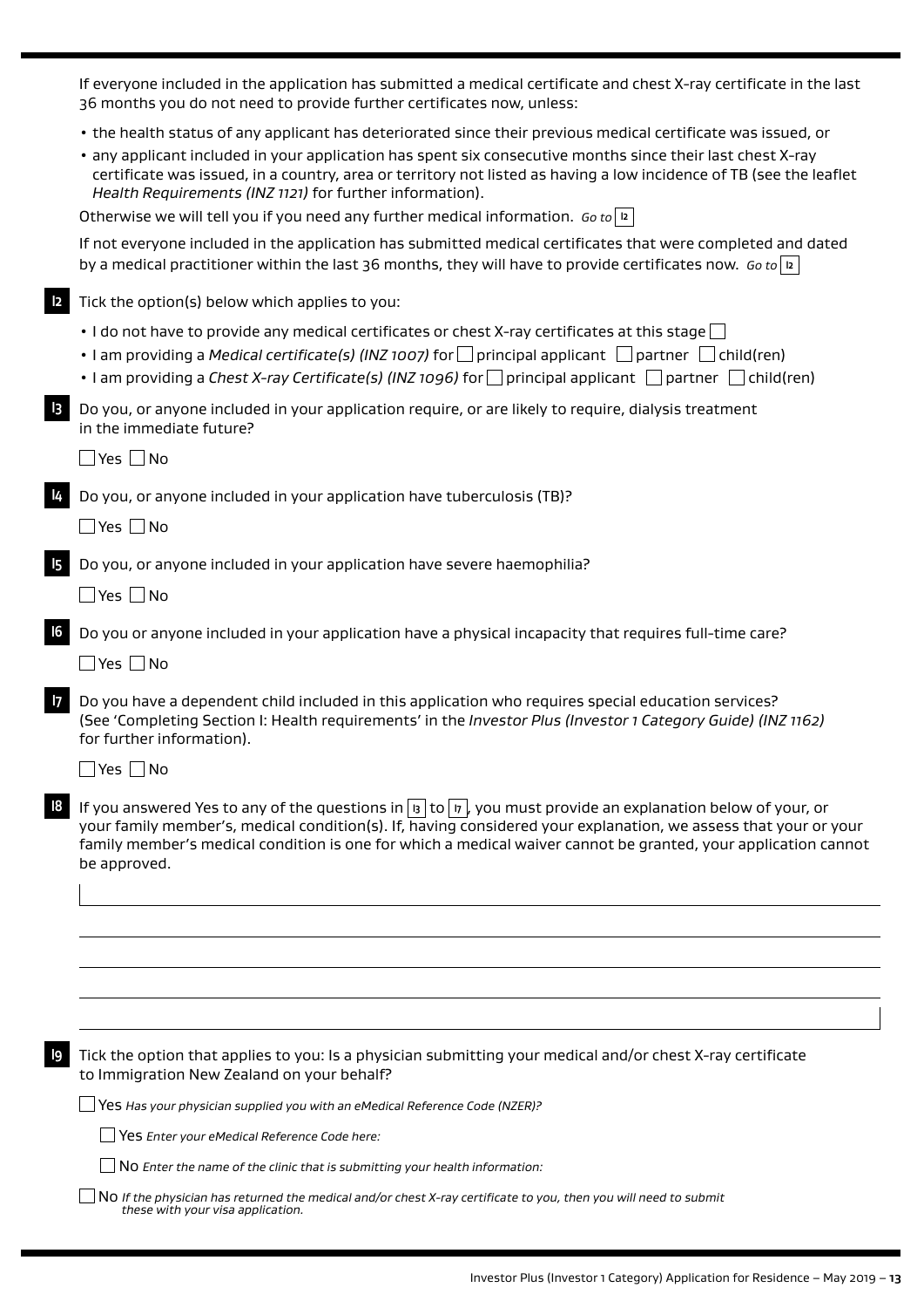If everyone included in the application has submitted a medical certificate and chest X-ray certificate in the last 36 months you do not need to provide further certificates now, unless:

- the health status of any applicant has deteriorated since their previous medical certificate was issued, or
- any applicant included in your application has spent six consecutive months since their last chest X-ray certificate was issued, in a country, area or territory not listed as having a low incidence of TB (see the leaflet *Health Requirements (INZ 1121)* for further information).

Otherwise we will tell you if you need any further medical information. *Go to* I2

If not everyone included in the application has submitted medical certificates that were completed and dated by a medical practitioner within the last 36 months, they will have to provide certificates now. *Go to* I2

**I2** Tick the option(s) below which applies to you:

- I do not have to provide any medical certificates or chest X-ray certificates at this stage ☐
- I am providing a *Medical certificate(s) (INZ 1007)* for ☐ principal applicant ☐ partner ☐ child(ren)
- I am providing a *Chest X-ray Certificate(s) (INZ 1096)* for ☐ principal applicant ☐ partner ☐ child(ren)

**I3** Do you, or anyone included in your application require, or are likely to require, dialysis treatment in the immediate future?

☐ Yes ☐ No

**I4** Do you, or anyone included in your application have tuberculosis (TB)?

☐ Yes ☐ No

**I5** Do you, or anyone included in your application have severe haemophilia?

☐ Yes ☐ No

**I6** Do you or anyone included in your application have a physical incapacity that requires full-time care?

☐ Yes ☐ No

**I7** Do you have a dependent child included in this application who requires special education services? (See 'Completing Section I: Health requirements' in the *Investor Plus (Investor 1 Category Guide) (INZ 1162)* for further information).

☐ Yes ☐ No

**I8** If you answered Yes to any of the questions in I3 to I7, you must provide an explanation below of your, or your family member's, medical condition(s). If, having considered your explanation, we assess that your or your family member's medical condition is one for which a medical waiver cannot be granted, your application cannot be approved.

**I9** Tick the option that applies to you: Is a physician submitting your medical and/or chest X-ray certificate to Immigration New Zealand on your behalf?

☐ Yes *Has your physician supplied you with an eMedical Reference Code (NZER)?*

  ☐ Yes *Enter your eMedical Reference Code here:*

  ☐ No *Enter the name of the clinic that is submitting your health information:*

☐ No *If the physician has returned the medical and/or chest X-ray certificate to you, then you will need to submit these with your visa application.*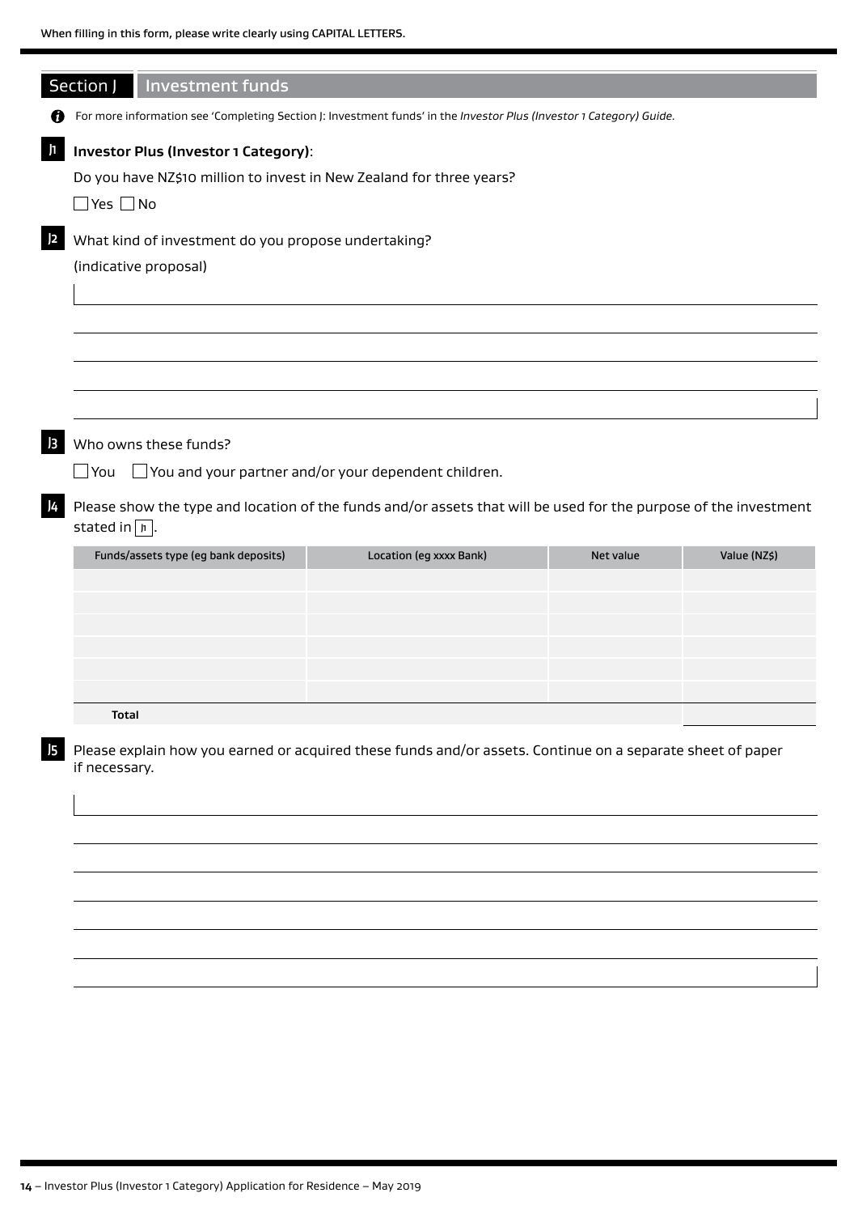When filling in this form, please write clearly using CAPITAL LETTERS.

## Section J Investment funds

For more information see 'Completing Section J: Investment funds' in the *Investor Plus (Investor 1 Category) Guide*.

**J1** **Investor Plus (Investor 1 Category)**:

Do you have NZ$10 million to invest in New Zealand for three years?

☐ Yes ☐ No

**J2** What kind of investment do you propose undertaking?

(indicative proposal)

**J3** Who owns these funds?

☐ You ☐ You and your partner and/or your dependent children.

**J4** Please show the type and location of the funds and/or assets that will be used for the purpose of the investment stated in J1.

| Funds/assets type (eg bank deposits) | Location (eg xxxx Bank) | Net value | Value (NZ$) |
|---|---|---|---|
| | | | |
| | | | |
| | | | |
| | | | |
| | | | |
| | | | |
| **Total** | | | |

**J5** Please explain how you earned or acquired these funds and/or assets. Continue on a separate sheet of paper if necessary.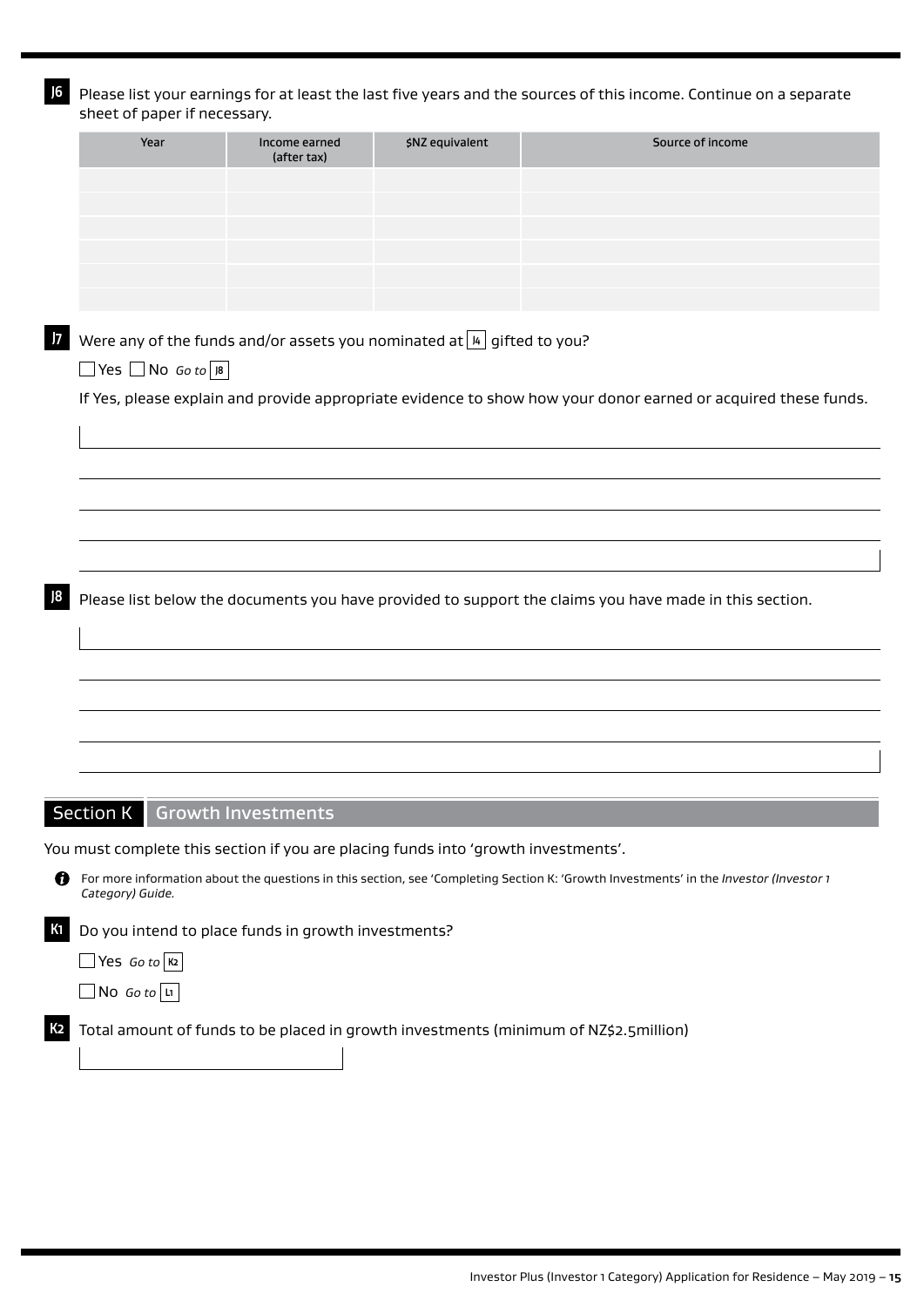**J6** Please list your earnings for at least the last five years and the sources of this income. Continue on a separate sheet of paper if necessary.

| Year | Income earned (after tax) | $NZ equivalent | Source of income |
|---|---|---|---|
| | | | |
| | | | |
| | | | |
| | | | |
| | | | |
| | | | |

**J7** Were any of the funds and/or assets you nominated at **I4** gifted to you?

☐ Yes ☐ No *Go to* **J8**

If Yes, please explain and provide appropriate evidence to show how your donor earned or acquired these funds.

**J8** Please list below the documents you have provided to support the claims you have made in this section.

## Section K Growth Investments

You must complete this section if you are placing funds into 'growth investments'.

For more information about the questions in this section, see 'Completing Section K: 'Growth Investments' in the *Investor (Investor 1 Category) Guide.*

**K1** Do you intend to place funds in growth investments?

☐ Yes *Go to* **K2**

☐ No *Go to* **L1**

**K2** Total amount of funds to be placed in growth investments (minimum of NZ$2.5million)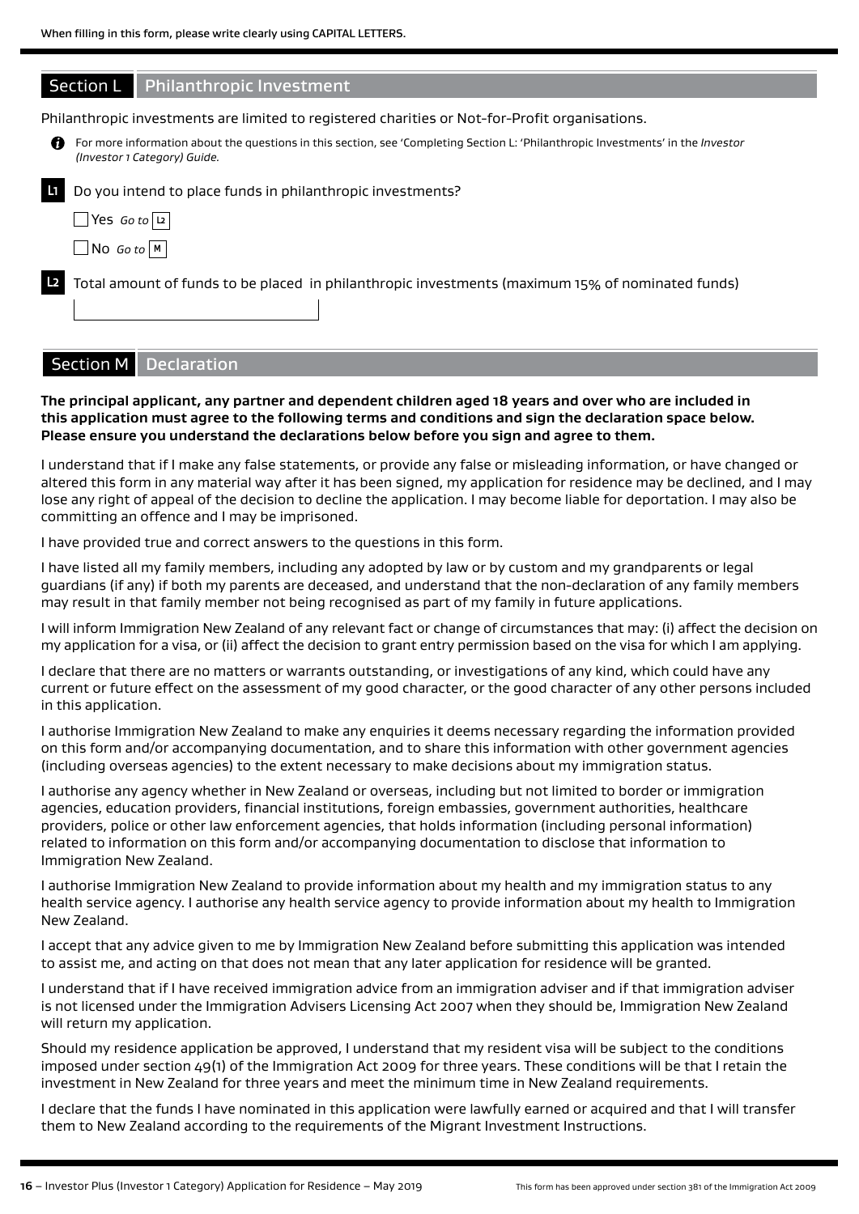When filling in this form, please write clearly using CAPITAL LETTERS.

## Section L Philanthropic Investment

Philanthropic investments are limited to registered charities or Not-for-Profit organisations.

For more information about the questions in this section, see 'Completing Section L: 'Philanthropic Investments' in the *Investor (Investor 1 Category) Guide.*

**L1** Do you intend to place funds in philanthropic investments?

- [ ] Yes *Go to* L2
- [ ] No *Go to* M

**L2** Total amount of funds to be placed in philanthropic investments (maximum 15% of nominated funds)

______________________

## Section M Declaration

**The principal applicant, any partner and dependent children aged 18 years and over who are included in this application must agree to the following terms and conditions and sign the declaration space below. Please ensure you understand the declarations below before you sign and agree to them.**

I understand that if I make any false statements, or provide any false or misleading information, or have changed or altered this form in any material way after it has been signed, my application for residence may be declined, and I may lose any right of appeal of the decision to decline the application. I may become liable for deportation. I may also be committing an offence and I may be imprisoned.

I have provided true and correct answers to the questions in this form.

I have listed all my family members, including any adopted by law or by custom and my grandparents or legal guardians (if any) if both my parents are deceased, and understand that the non-declaration of any family members may result in that family member not being recognised as part of my family in future applications.

I will inform Immigration New Zealand of any relevant fact or change of circumstances that may: (i) affect the decision on my application for a visa, or (ii) affect the decision to grant entry permission based on the visa for which I am applying.

I declare that there are no matters or warrants outstanding, or investigations of any kind, which could have any current or future effect on the assessment of my good character, or the good character of any other persons included in this application.

I authorise Immigration New Zealand to make any enquiries it deems necessary regarding the information provided on this form and/or accompanying documentation, and to share this information with other government agencies (including overseas agencies) to the extent necessary to make decisions about my immigration status.

I authorise any agency whether in New Zealand or overseas, including but not limited to border or immigration agencies, education providers, financial institutions, foreign embassies, government authorities, healthcare providers, police or other law enforcement agencies, that holds information (including personal information) related to information on this form and/or accompanying documentation to disclose that information to Immigration New Zealand.

I authorise Immigration New Zealand to provide information about my health and my immigration status to any health service agency. I authorise any health service agency to provide information about my health to Immigration New Zealand.

I accept that any advice given to me by Immigration New Zealand before submitting this application was intended to assist me, and acting on that does not mean that any later application for residence will be granted.

I understand that if I have received immigration advice from an immigration adviser and if that immigration adviser is not licensed under the Immigration Advisers Licensing Act 2007 when they should be, Immigration New Zealand will return my application.

Should my residence application be approved, I understand that my resident visa will be subject to the conditions imposed under section 49(1) of the Immigration Act 2009 for three years. These conditions will be that I retain the investment in New Zealand for three years and meet the minimum time in New Zealand requirements.

I declare that the funds I have nominated in this application were lawfully earned or acquired and that I will transfer them to New Zealand according to the requirements of the Migrant Investment Instructions.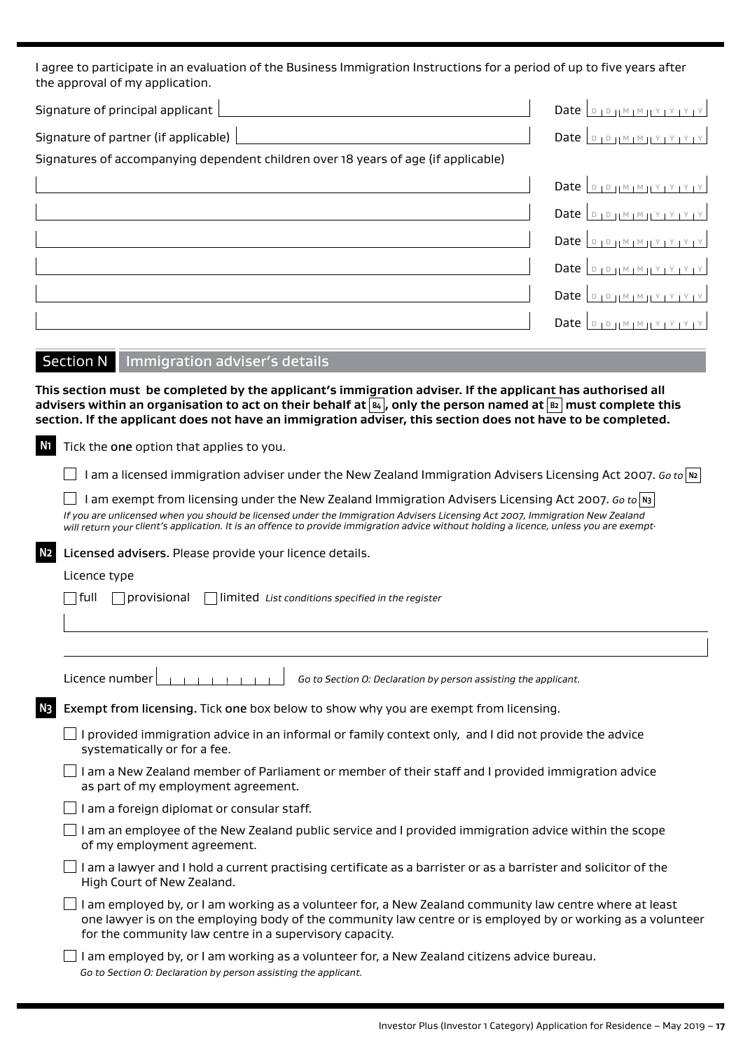I agree to participate in an evaluation of the Business Immigration Instructions for a period of up to five years after the approval of my application.

Signature of principal applicant ______________________ Date DD MM YYYY

Signature of partner (if applicable) ______________________ Date DD MM YYYY

Signatures of accompanying dependent children over 18 years of age (if applicable)

______________________ Date DD MM YYYY

______________________ Date DD MM YYYY

______________________ Date DD MM YYYY

______________________ Date DD MM YYYY

______________________ Date DD MM YYYY

______________________ Date DD MM YYYY

## Section N Immigration adviser's details

**This section must be completed by the applicant's immigration adviser. If the applicant has authorised all advisers within an organisation to act on their behalf at B4, only the person named at B2 must complete this section. If the applicant does not have an immigration adviser, this section does not have to be completed.**

**N1** Tick the **one** option that applies to you.

- ☐ I am a licensed immigration adviser under the New Zealand Immigration Advisers Licensing Act 2007. *Go to* N2
- ☐ I am exempt from licensing under the New Zealand Immigration Advisers Licensing Act 2007. *Go to* N3

*If you are unlicensed when you should be licensed under the Immigration Advisers Licensing Act 2007, Immigration New Zealand will return your client's application. It is an offence to provide immigration advice without holding a licence, unless you are exempt.*

**N2** **Licensed advisers.** Please provide your licence details.

Licence type

☐ full ☐ provisional ☐ limited *List conditions specified in the register*

______________________

______________________

Licence number ______________________ *Go to Section O: Declaration by person assisting the applicant.*

**N3** **Exempt from licensing.** Tick **one** box below to show why you are exempt from licensing.

- ☐ I provided immigration advice in an informal or family context only, and I did not provide the advice systematically or for a fee.
- ☐ I am a New Zealand member of Parliament or member of their staff and I provided immigration advice as part of my employment agreement.
- ☐ I am a foreign diplomat or consular staff.
- ☐ I am an employee of the New Zealand public service and I provided immigration advice within the scope of my employment agreement.
- ☐ I am a lawyer and I hold a current practising certificate as a barrister or as a barrister and solicitor of the High Court of New Zealand.
- ☐ I am employed by, or I am working as a volunteer for, a New Zealand community law centre where at least one lawyer is on the employing body of the community law centre or is employed by or working as a volunteer for the community law centre in a supervisory capacity.
- ☐ I am employed by, or I am working as a volunteer for, a New Zealand citizens advice bureau.

*Go to Section O: Declaration by person assisting the applicant.*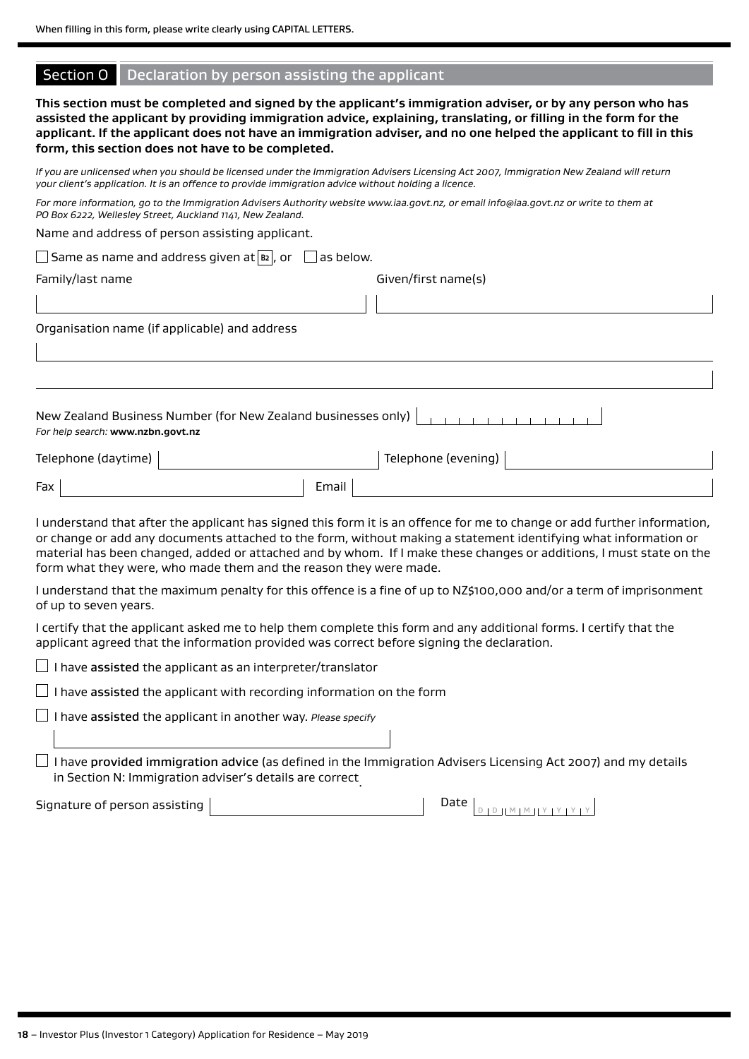When filling in this form, please write clearly using CAPITAL LETTERS.

## Section O Declaration by person assisting the applicant

**This section must be completed and signed by the applicant's immigration adviser, or by any person who has assisted the applicant by providing immigration advice, explaining, translating, or filling in the form for the applicant. If the applicant does not have an immigration adviser, and no one helped the applicant to fill in this form, this section does not have to be completed.**

*If you are unlicensed when you should be licensed under the Immigration Advisers Licensing Act 2007, Immigration New Zealand will return your client's application. It is an offence to provide immigration advice without holding a licence.*

*For more information, go to the Immigration Advisers Authority website www.iaa.govt.nz, or email info@iaa.govt.nz or write to them at PO Box 6222, Wellesley Street, Auckland 1141, New Zealand.*

Name and address of person assisting applicant.

☐ Same as name and address given at B2, or ☐ as below.

Family/last name

Given/first name(s)

Organisation name (if applicable) and address

New Zealand Business Number (for New Zealand businesses only)

*For help search:* **www.nzbn.govt.nz**

Telephone (daytime)

Telephone (evening)

Fax

Email

I understand that after the applicant has signed this form it is an offence for me to change or add further information, or change or add any documents attached to the form, without making a statement identifying what information or material has been changed, added or attached and by whom. If I make these changes or additions, I must state on the form what they were, who made them and the reason they were made.

I understand that the maximum penalty for this offence is a fine of up to NZ$100,000 and/or a term of imprisonment of up to seven years.

I certify that the applicant asked me to help them complete this form and any additional forms. I certify that the applicant agreed that the information provided was correct before signing the declaration.

☐ I have **assisted** the applicant as an interpreter/translator

☐ I have **assisted** the applicant with recording information on the form

☐ I have **assisted** the applicant in another way. *Please specify*

☐ I have **provided immigration advice** (as defined in the Immigration Advisers Licensing Act 2007) and my details in Section N: Immigration adviser's details are correct.

Signature of person assisting

Date D D M M Y Y Y Y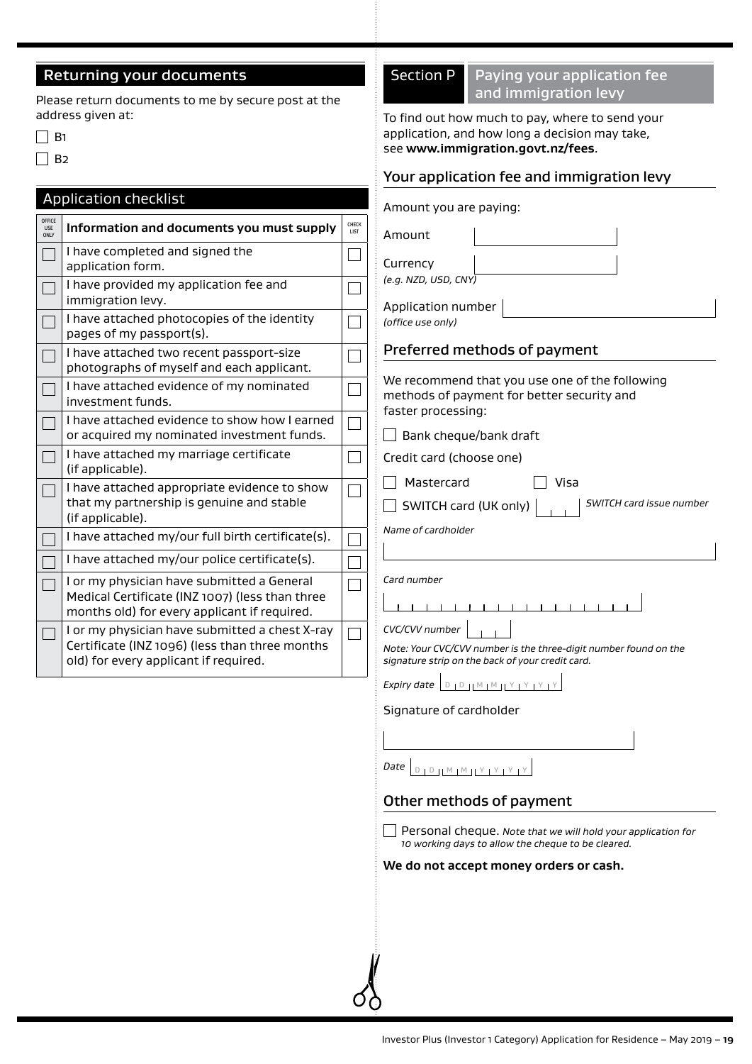## Returning your documents

Please return documents to me by secure post at the address given at:

- ☐ B1
- ☐ B2

## Application checklist

| OFFICE USE ONLY | Information and documents you must supply | CHECK LIST |
|---|---|---|
| ☐ | I have completed and signed the application form. | ☐ |
| ☐ | I have provided my application fee and immigration levy. | ☐ |
| ☐ | I have attached photocopies of the identity pages of my passport(s). | ☐ |
| ☐ | I have attached two recent passport-size photographs of myself and each applicant. | ☐ |
| ☐ | I have attached evidence of my nominated investment funds. | ☐ |
| ☐ | I have attached evidence to show how I earned or acquired my nominated investment funds. | ☐ |
| ☐ | I have attached my marriage certificate (if applicable). | ☐ |
| ☐ | I have attached appropriate evidence to show that my partnership is genuine and stable (if applicable). | ☐ |
| ☐ | I have attached my/our full birth certificate(s). | ☐ |
| ☐ | I have attached my/our police certificate(s). | ☐ |
| ☐ | I or my physician have submitted a General Medical Certificate (INZ 1007) (less than three months old) for every applicant if required. | ☐ |
| ☐ | I or my physician have submitted a chest X-ray Certificate (INZ 1096) (less than three months old) for every applicant if required. | ☐ |

## Section P Paying your application fee and immigration levy

To find out how much to pay, where to send your application, and how long a decision may take, see **www.immigration.govt.nz/fees**.

### Your application fee and immigration levy

Amount you are paying:

Amount ____________________

Currency ____________________
*(e.g. NZD, USD, CNY)*

Application number ____________________
*(office use only)*

### Preferred methods of payment

We recommend that you use one of the following methods of payment for better security and faster processing:

☐ Bank cheque/bank draft

Credit card (choose one)

☐ Mastercard ☐ Visa

☐ SWITCH card (UK only) ____ *SWITCH card issue number*

*Name of cardholder*

____________________

*Card number*

____________________

*CVC/CVV number* ____

*Note: Your CVC/CVV number is the three-digit number found on the signature strip on the back of your credit card.*

*Expiry date* D D M M Y Y Y Y

Signature of cardholder

____________________

*Date* D D M M Y Y Y Y

### Other methods of payment

☐ Personal cheque. *Note that we will hold your application for 10 working days to allow the cheque to be cleared.*

**We do not accept money orders or cash.**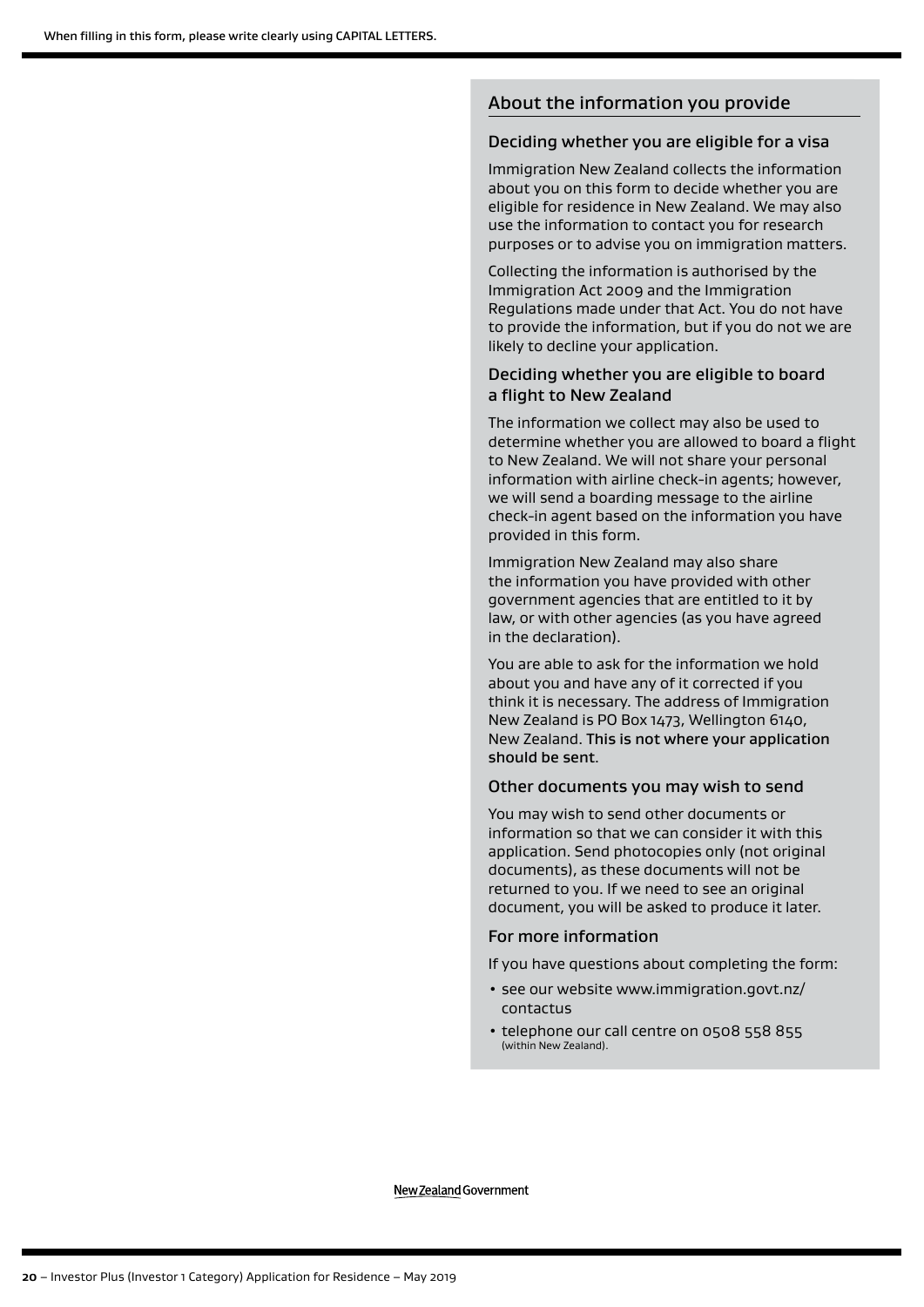## About the information you provide

### Deciding whether you are eligible for a visa

Immigration New Zealand collects the information about you on this form to decide whether you are eligible for residence in New Zealand. We may also use the information to contact you for research purposes or to advise you on immigration matters.

Collecting the information is authorised by the Immigration Act 2009 and the Immigration Regulations made under that Act. You do not have to provide the information, but if you do not we are likely to decline your application.

### Deciding whether you are eligible to board a flight to New Zealand

The information we collect may also be used to determine whether you are allowed to board a flight to New Zealand. We will not share your personal information with airline check-in agents; however, we will send a boarding message to the airline check-in agent based on the information you have provided in this form.

Immigration New Zealand may also share the information you have provided with other government agencies that are entitled to it by law, or with other agencies (as you have agreed in the declaration).

You are able to ask for the information we hold about you and have any of it corrected if you think it is necessary. The address of Immigration New Zealand is PO Box 1473, Wellington 6140, New Zealand. **This is not where your application should be sent**.

### Other documents you may wish to send

You may wish to send other documents or information so that we can consider it with this application. Send photocopies only (not original documents), as these documents will not be returned to you. If we need to see an original document, you will be asked to produce it later.

### For more information

If you have questions about completing the form:

- see our website www.immigration.govt.nz/contactus
- telephone our call centre on 0508 558 855 (within New Zealand).

New Zealand Government